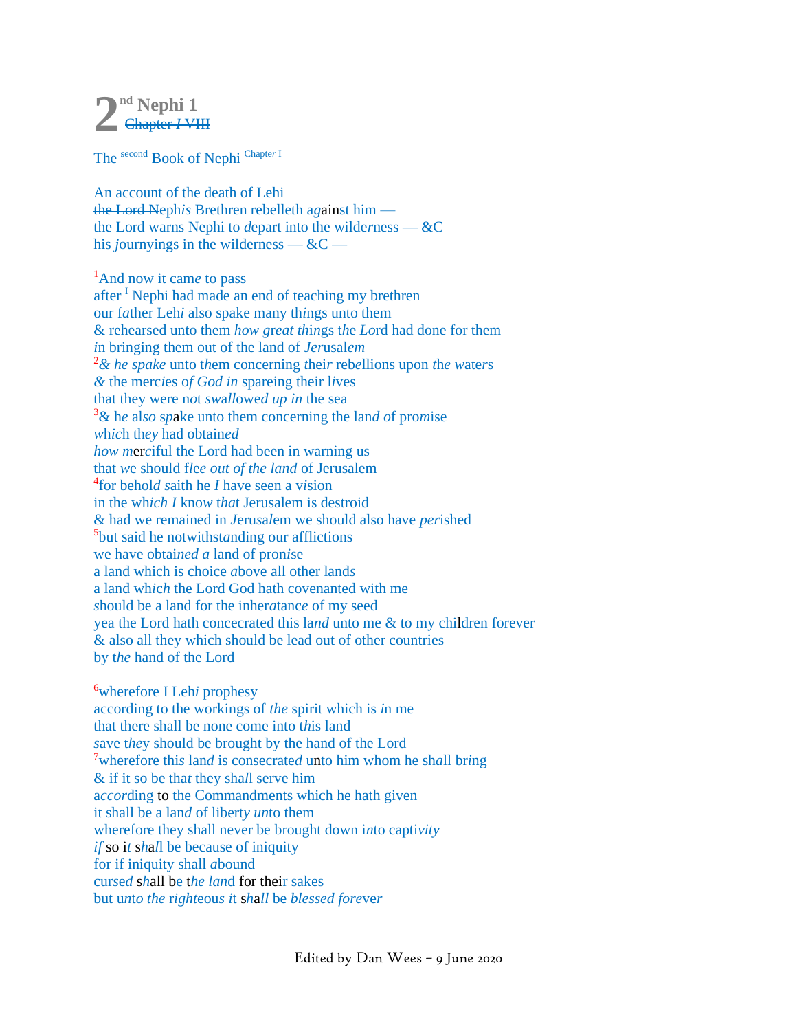# 2nd Nephi 1

~~Chapter I VIII~~

The second Book of Nephi Chapter I

An account of the death of Lehi
~~the Lord~~ Nephis Brethren rebelleth against him —
the Lord warns Nephi to depart into the wilderness — &C
his journyings in the wilderness — &C —

[1]And now it came to pass
after [I] Nephi had made an end of teaching my brethren
our father Lehi also spake many things unto them
& rehearsed unto them *how great* things the Lord had done for them
in bringing them out of the land of Jerusalem
[2]& *he spake* unto them concerning their rebellions upon the waters
& the mercies of *God in* spareing their lives
that they were not *swallowed up in* the sea
[3]& he also spake unto them concerning the land of promise
*which* they had obtained
*how* merciful the Lord had been in warning us
that *we* should flee *out of the land* of Jerusalem
[4]for behold saith he *I* have seen a vision
in the which *I* know that Jerusalem is destroid
& had we remained in Jerusalem we should also have perished
[5]but said he notwithstanding our afflictions
we have obtained *a* land of pronise
a land which is choice above all other lands
a land which the Lord God hath covenanted with me
should be a land for the inheratance of my seed
yea the Lord hath concecrated this land unto me & to my children forever
& also all they which should be lead out of other countries
by *the* hand of the Lord

[6]wherefore I Lehi prophesy
according to the workings of *the* spirit which is in me
that there shall be none come into this land
save they should be brought by the hand of the Lord
[7]wherefore this land is consecrated unto him whom he shall bring
& if it so be that they shall serve him
according to the Commandments which he hath given
it shall be a land of liberty unto them
wherefore they shall never be brought down into captivity
*if* so it shall be because of iniquity
for if iniquity shall abound
cursed shall be *the land* for their sakes
but unto *the* righteous it shall be *blessed forever*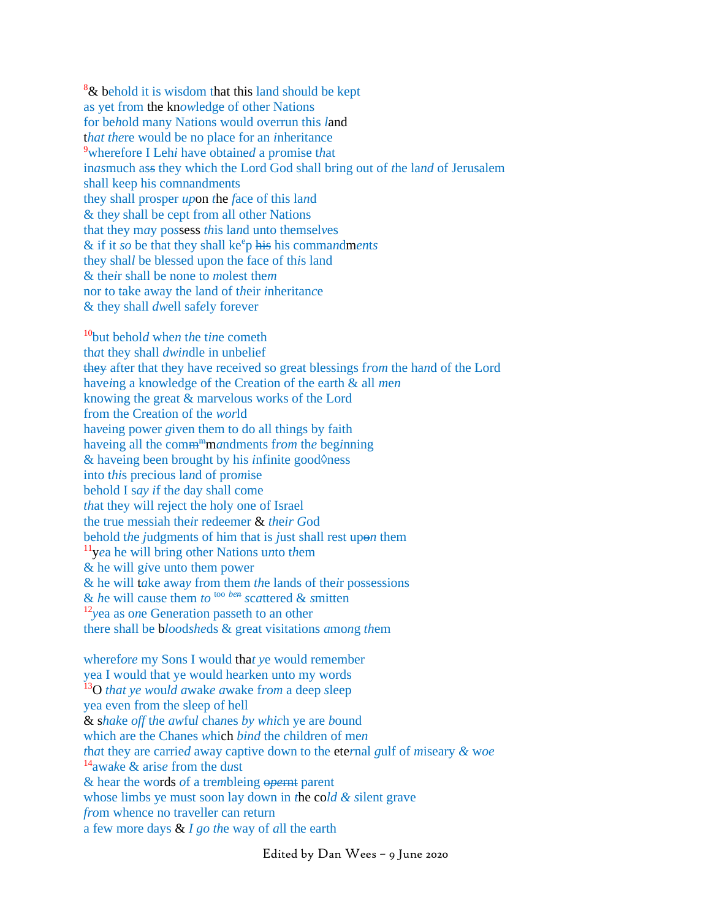[8]& behold it is wisdom that this land should be kept
as yet from the knowledge of other Nations
for behold many Nations would overrun this land
that there would be no place for an inheritance
[9]wherefore I Lehi have obtained a promise that
inasmuch ass they which the Lord God shall bring out of the land of Jerusalem
shall keep his comnandments
they shall prosper upon the face of this land
& they shall be cept from all other Nations
that they may possess this land unto themselves
& if it so be that they shall ke^e^p ~~his~~ his commandments
they shall be blessed upon the face of this land
& their shall be none to molest them
nor to take away the land of their inheritance
& they shall dwell safely forever

[10]but behold when the tine cometh
that they shall dwindle in unbelief
~~they~~ after that they have received so great blessings from the hand of the Lord
haveing a knowledge of the Creation of the earth & all men
knowing the great & marvelous works of the Lord
from the Creation of the world
haveing power given them to do all things by faith
haveing all the comm~~m~~^m^mandments from the beginning
& haveing been brought by his infinite good♤ness
into this precious land of promise
behold I say if the day shall come
that they will reject the holy one of Israel
the true messiah their redeemer & their God
behold the judgments of him that is just shall rest up~~o~~n them
[11]yea he will bring other Nations unto them
& he will give unto them power
& he will take away from them the lands of their possessions
& he will cause them to ^too^ ~~ben~~ scattered & smitten
[12]yea as one Generation passeth to an other
there shall be bloodsheds & great visitations among them

wherefore my Sons I would that ye would remember
yea I would that ye would hearken unto my words
[13]O that ye would awake awake from a deep sleep
yea even from the sleep of hell
& shake off the awful chanes by which ye are bound
which are the Chanes which bind the children of men
that they are carried away captive down to the eternal gulf of miseary & woe
[14]awake & arise from the dust
& hear the words of a trembleing ~~opernt~~ parent
whose limbs ye must soon lay down in the cold & silent grave
from whence no traveller can return
a few more days & I go the way of all the earth

Edited by Dan Wees – 9 June 2020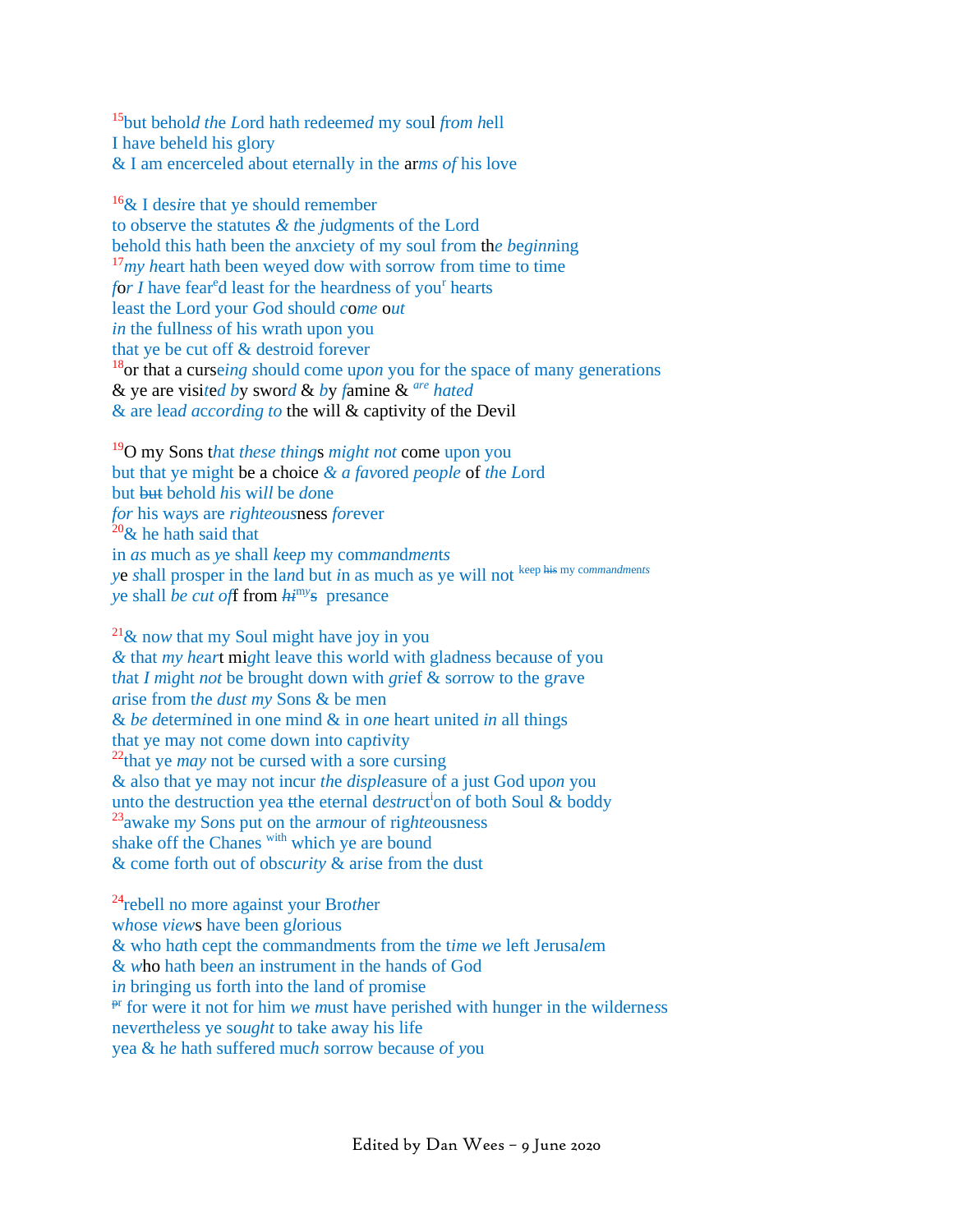[15]but behold the Lord hath redeemed my soul from hell
I have beheld his glory
& I am encerceled about eternally in the arms of his love

[16]& I desire that ye should remember
to observe the statutes & the judgments of the Lord
behold this hath been the anxciety of my soul from the beginning
[17]my heart hath been weyed dow with sorrow from time to time
for I have fear[e]d least for the heardness of you[r] hearts
least the Lord your God should come out
in the fullness of his wrath upon you
that ye be cut off & destroid forever
[18]or that a curseing should come upon you for the space of many generations
& ye are visited by sword & by famine & [are] hated
& are lead according to the will & captivity of the Devil

[19]O my Sons that these things might not come upon you
but that ye might be a choice & a favored people of the Lord
but ~~but~~ behold his will be done
for his ways are righteousness forever
[20]& he hath said that
in as much as ye shall keep my commandments
ye shall prosper in the land but in as much as ye will not [keep ~~his~~ my commandments]
ye shall be cut off from ~~hi~~[my]~~s~~ presance

[21]& now that my Soul might have joy in you
& that my heart might leave this world with gladness because of you
that I might not be brought down with grief & sorrow to the grave
arise from the dust my Sons & be men
& be determined in one mind & in one heart united in all things
that ye may not come down into captivity
[22]that ye may not be cursed with a sore cursing
& also that ye may not incur the displeasure of a just God upon you
unto the destruction yea ~~t~~the eternal destruct[i]on of both Soul & boddy
[23]awake my Sons put on the armour of righteousness
shake off the Chanes [with] which ye are bound
& come forth out of obscurity & arise from the dust

[24]rebell no more against your Brother
whose views have been glorious
& who hath cept the commandments from the time we left Jerusalem
& who hath been an instrument in the hands of God
in bringing us forth into the land of promise
~~pr~~ for were it not for him we must have perished with hunger in the wilderness
nevertheless ye sought to take away his life
yea & he hath suffered much sorrow because of you

Edited by Dan Wees – 9 June 2020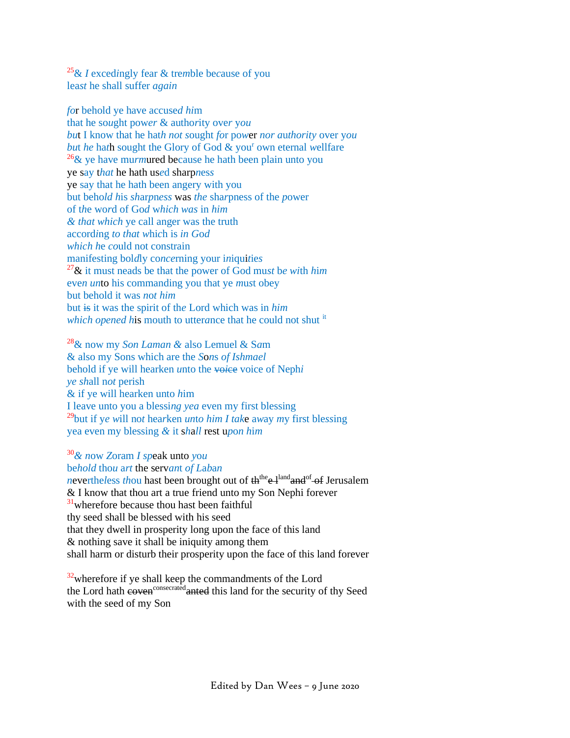[25]& I exceedingly fear & tremble because of you
least he shall suffer again

for behold ye have accused him
that he sought power & authority over you
but I know that he hath not sought for power nor authority over you
but he hath sought the Glory of God & your own eternal wellfare
[26]& ye have murmured because he hath been plain unto you
ye say that he hath used sharpness
ye say that he hath been angery with you
but behold his sharpness was the sharpness of the power
of the word of God which was in him
& that which ye call anger was the truth
according to that which is in God
which he could not constrain
manifesting boldly concerning your iniquities
[27]& it must needs be that the power of God must be with him
even unto his commanding you that ye must obey
but behold it was not him
but ~~is~~ it was the spirit of the Lord which was in him
which opened his mouth to utterance that he could not shut [it]

[28]& now my Son Laman & also Lemuel & Sam
& also my Sons which are the Sons of Ishmael
behold if ye will hearken unto the ~~voice~~ voice of Nephi
ye shall not perish
& if ye will hearken unto him
I leave unto you a blessing yea even my first blessing
[29]but if ye will not hearken unto him I take away my first blessing
yea even my blessing & it shall rest upon him

[30]& now Zoram I speak unto you
behold thou art the servant of Laban
nevertheless thou hast been brought out of ~~th~~[the] ~~e l~~[land] ~~and~~[of] ~~of~~ Jerusalem
& I know that thou art a true friend unto my Son Nephi forever
[31]wherefore because thou hast been faithful
thy seed shall be blessed with his seed
that they dwell in prosperity long upon the face of this land
& nothing save it shall be iniquity among them
shall harm or disturb their prosperity upon the face of this land forever

[32]wherefore if ye shall keep the commandments of the Lord
the Lord hath ~~coven~~[consecrated] ~~anted~~ this land for the security of thy Seed
with the seed of my Son